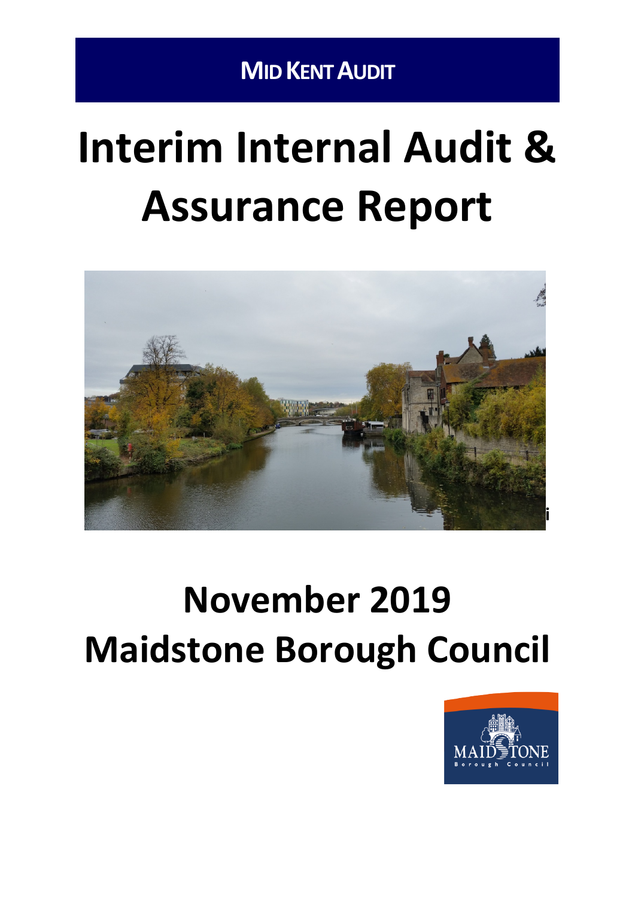**MID KENT AUDIT**

# Interim Internal Audit & Assurance Report

# November 2019

# Maidstone Borough Council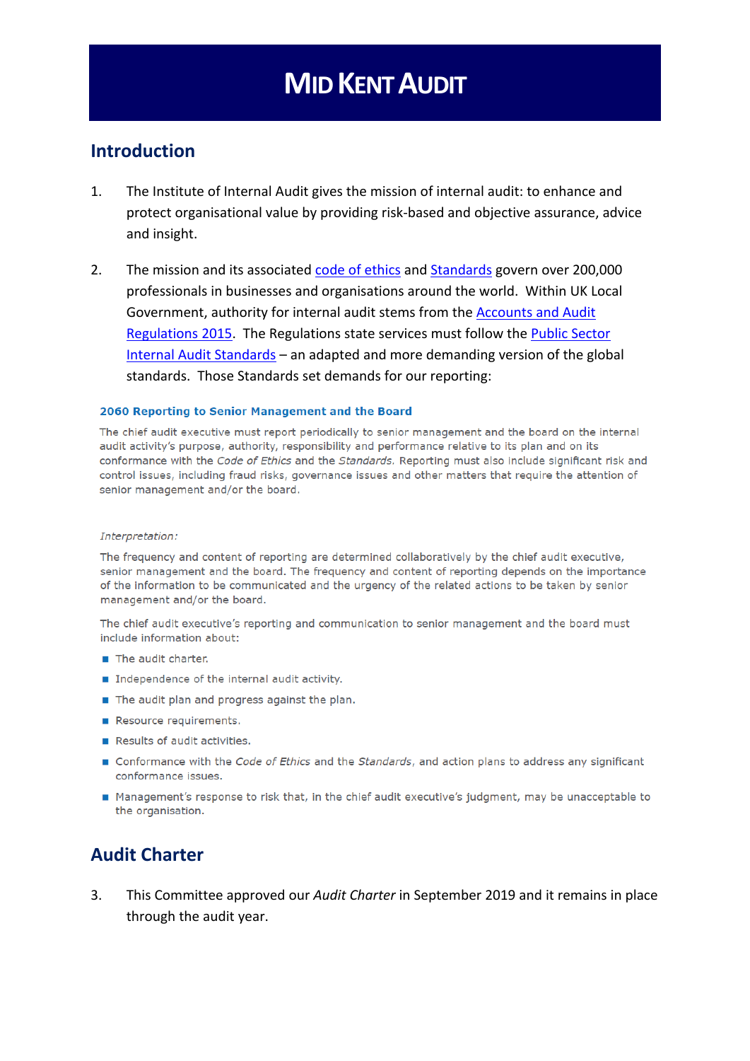# Mid Kent Audit

## Introduction

1. The Institute of Internal Audit gives the mission of internal audit: to enhance and protect organisational value by providing risk-based and objective assurance, advice and insight.

2. The mission and its associated code of ethics and Standards govern over 200,000 professionals in businesses and organisations around the world. Within UK Local Government, authority for internal audit stems from the Accounts and Audit Regulations 2015. The Regulations state services must follow the Public Sector Internal Audit Standards – an adapted and more demanding version of the global standards. Those Standards set demands for our reporting:

> **2060 Reporting to Senior Management and the Board**
>
> The chief audit executive must report periodically to senior management and the board on the internal audit activity's purpose, authority, responsibility and performance relative to its plan and on its conformance with the *Code of Ethics* and the *Standards*. Reporting must also include significant risk and control issues, including fraud risks, governance issues and other matters that require the attention of senior management and/or the board.
>
> *Interpretation:*
>
> The frequency and content of reporting are determined collaboratively by the chief audit executive, senior management and the board. The frequency and content of reporting depends on the importance of the information to be communicated and the urgency of the related actions to be taken by senior management and/or the board.
>
> The chief audit executive's reporting and communication to senior management and the board must include information about:
>
> - The audit charter.
> - Independence of the internal audit activity.
> - The audit plan and progress against the plan.
> - Resource requirements.
> - Results of audit activities.
> - Conformance with the *Code of Ethics* and the *Standards*, and action plans to address any significant conformance issues.
> - Management's response to risk that, in the chief audit executive's judgment, may be unacceptable to the organisation.

## Audit Charter

3. This Committee approved our *Audit Charter* in September 2019 and it remains in place through the audit year.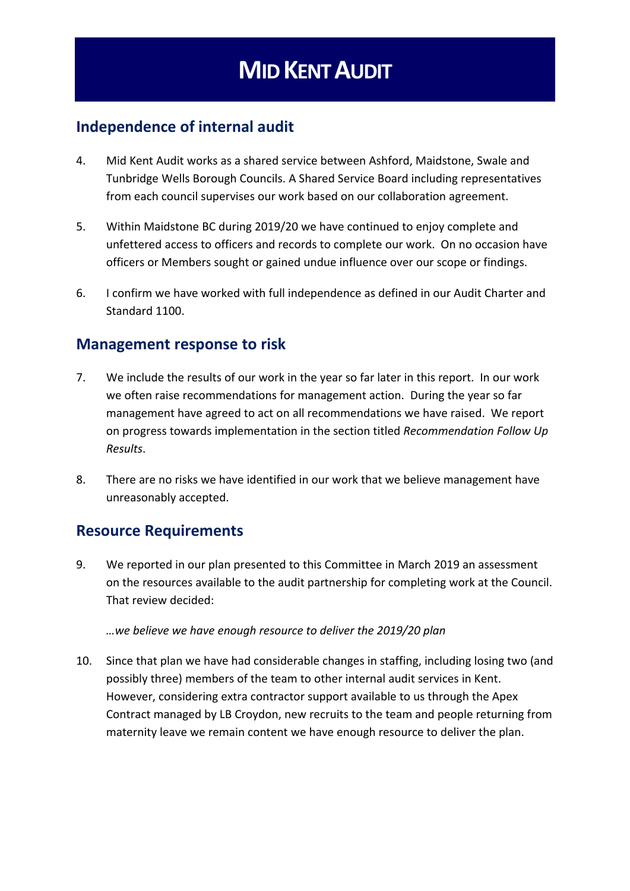# Mid Kent Audit

## Independence of internal audit

4. Mid Kent Audit works as a shared service between Ashford, Maidstone, Swale and Tunbridge Wells Borough Councils. A Shared Service Board including representatives from each council supervises our work based on our collaboration agreement.

5. Within Maidstone BC during 2019/20 we have continued to enjoy complete and unfettered access to officers and records to complete our work. On no occasion have officers or Members sought or gained undue influence over our scope or findings.

6. I confirm we have worked with full independence as defined in our Audit Charter and Standard 1100.

## Management response to risk

7. We include the results of our work in the year so far later in this report. In our work we often raise recommendations for management action. During the year so far management have agreed to act on all recommendations we have raised. We report on progress towards implementation in the section titled *Recommendation Follow Up Results*.

8. There are no risks we have identified in our work that we believe management have unreasonably accepted.

## Resource Requirements

9. We reported in our plan presented to this Committee in March 2019 an assessment on the resources available to the audit partnership for completing work at the Council. That review decided:

   *…we believe we have enough resource to deliver the 2019/20 plan*

10. Since that plan we have had considerable changes in staffing, including losing two (and possibly three) members of the team to other internal audit services in Kent. However, considering extra contractor support available to us through the Apex Contract managed by LB Croydon, new recruits to the team and people returning from maternity leave we remain content we have enough resource to deliver the plan.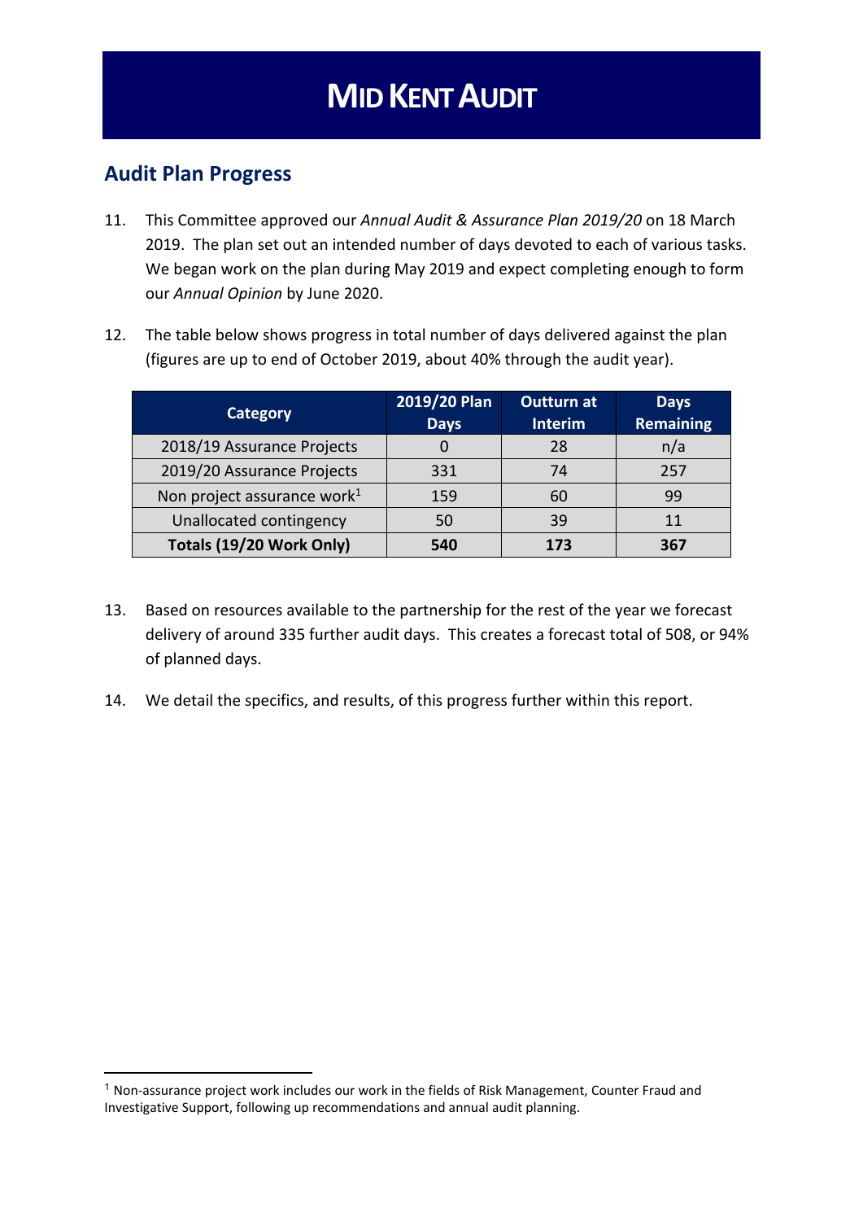# MID KENT AUDIT

## Audit Plan Progress

11. This Committee approved our *Annual Audit & Assurance Plan 2019/20* on 18 March 2019. The plan set out an intended number of days devoted to each of various tasks. We began work on the plan during May 2019 and expect completing enough to form our *Annual Opinion* by June 2020.

12. The table below shows progress in total number of days delivered against the plan (figures are up to end of October 2019, about 40% through the audit year).

| Category | 2019/20 Plan Days | Outturn at Interim | Days Remaining |
|---|---|---|---|
| 2018/19 Assurance Projects | 0 | 28 | n/a |
| 2019/20 Assurance Projects | 331 | 74 | 257 |
| Non project assurance work[1] | 159 | 60 | 99 |
| Unallocated contingency | 50 | 39 | 11 |
| **Totals (19/20 Work Only)** | **540** | **173** | **367** |

13. Based on resources available to the partnership for the rest of the year we forecast delivery of around 335 further audit days. This creates a forecast total of 508, or 94% of planned days.

14. We detail the specifics, and results, of this progress further within this report.

[1] Non-assurance project work includes our work in the fields of Risk Management, Counter Fraud and Investigative Support, following up recommendations and annual audit planning.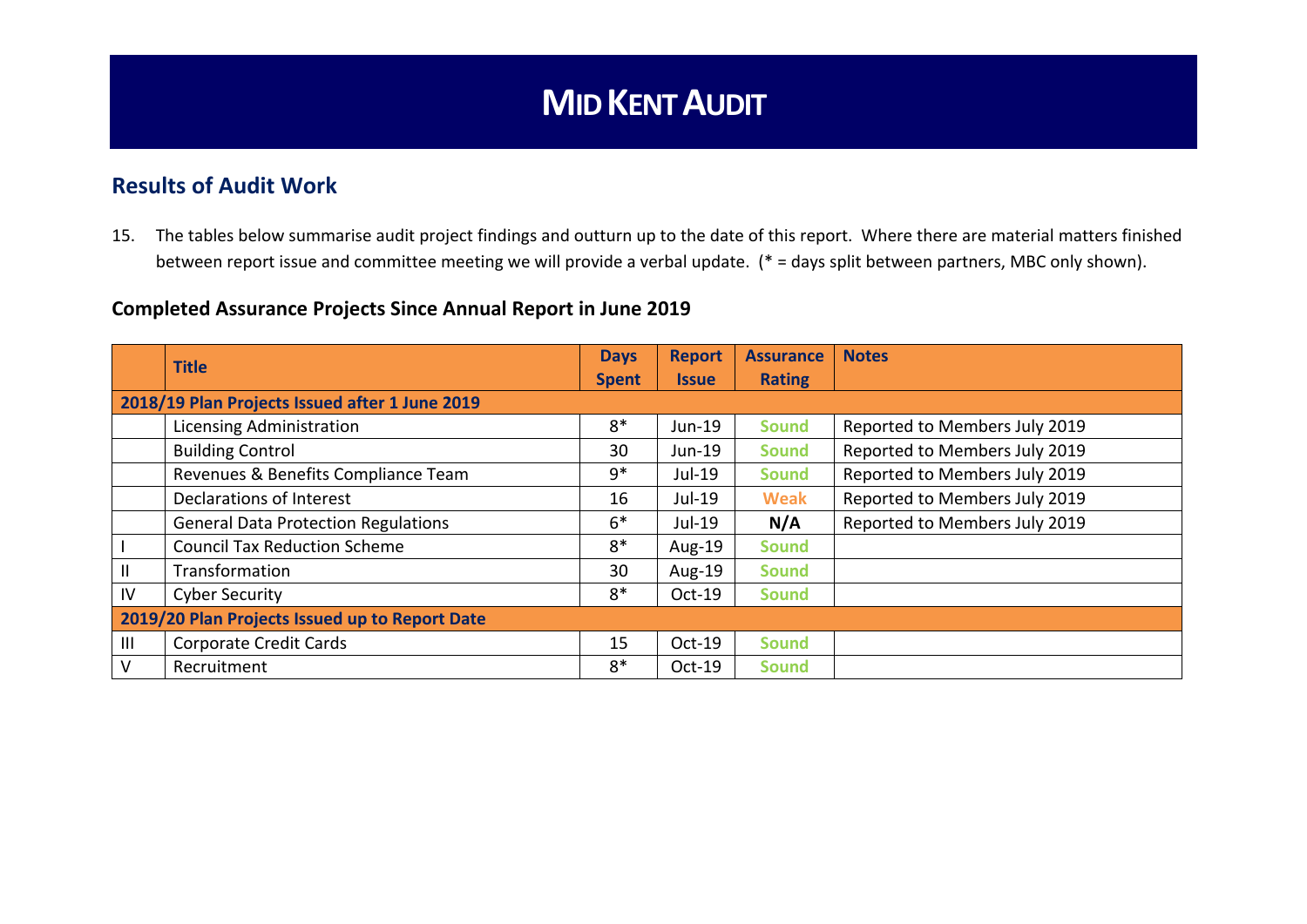# Mid Kent Audit

## Results of Audit Work

15. The tables below summarise audit project findings and outturn up to the date of this report. Where there are material matters finished between report issue and committee meeting we will provide a verbal update. (* = days split between partners, MBC only shown).

### Completed Assurance Projects Since Annual Report in June 2019

| | Title | Days Spent | Report Issue | Assurance Rating | Notes |
|---|---|---|---|---|---|
| **2018/19 Plan Projects Issued after 1 June 2019** | | | | | |
| | Licensing Administration | 8* | Jun-19 | Sound | Reported to Members July 2019 |
| | Building Control | 30 | Jun-19 | Sound | Reported to Members July 2019 |
| | Revenues & Benefits Compliance Team | 9* | Jul-19 | Sound | Reported to Members July 2019 |
| | Declarations of Interest | 16 | Jul-19 | Weak | Reported to Members July 2019 |
| | General Data Protection Regulations | 6* | Jul-19 | N/A | Reported to Members July 2019 |
| I | Council Tax Reduction Scheme | 8* | Aug-19 | Sound | |
| II | Transformation | 30 | Aug-19 | Sound | |
| IV | Cyber Security | 8* | Oct-19 | Sound | |
| **2019/20 Plan Projects Issued up to Report Date** | | | | | |
| III | Corporate Credit Cards | 15 | Oct-19 | Sound | |
| V | Recruitment | 8* | Oct-19 | Sound | |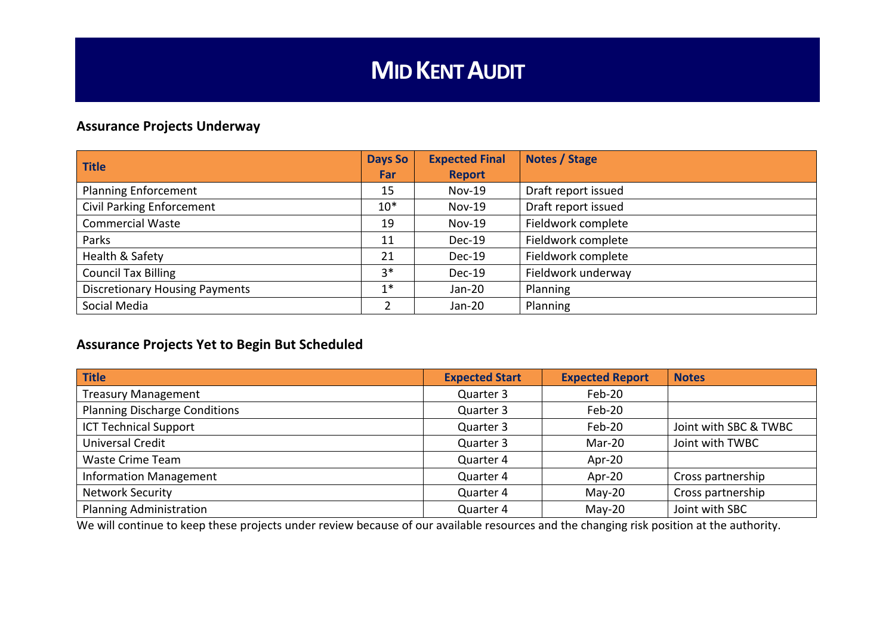# MID KENT AUDIT

## Assurance Projects Underway

| Title | Days So Far | Expected Final Report | Notes / Stage |
|---|---|---|---|
| Planning Enforcement | 15 | Nov-19 | Draft report issued |
| Civil Parking Enforcement | 10* | Nov-19 | Draft report issued |
| Commercial Waste | 19 | Nov-19 | Fieldwork complete |
| Parks | 11 | Dec-19 | Fieldwork complete |
| Health & Safety | 21 | Dec-19 | Fieldwork complete |
| Council Tax Billing | 3* | Dec-19 | Fieldwork underway |
| Discretionary Housing Payments | 1* | Jan-20 | Planning |
| Social Media | 2 | Jan-20 | Planning |

## Assurance Projects Yet to Begin But Scheduled

| Title | Expected Start | Expected Report | Notes |
|---|---|---|---|
| Treasury Management | Quarter 3 | Feb-20 | |
| Planning Discharge Conditions | Quarter 3 | Feb-20 | |
| ICT Technical Support | Quarter 3 | Feb-20 | Joint with SBC & TWBC |
| Universal Credit | Quarter 3 | Mar-20 | Joint with TWBC |
| Waste Crime Team | Quarter 4 | Apr-20 | |
| Information Management | Quarter 4 | Apr-20 | Cross partnership |
| Network Security | Quarter 4 | May-20 | Cross partnership |
| Planning Administration | Quarter 4 | May-20 | Joint with SBC |

We will continue to keep these projects under review because of our available resources and the changing risk position at the authority.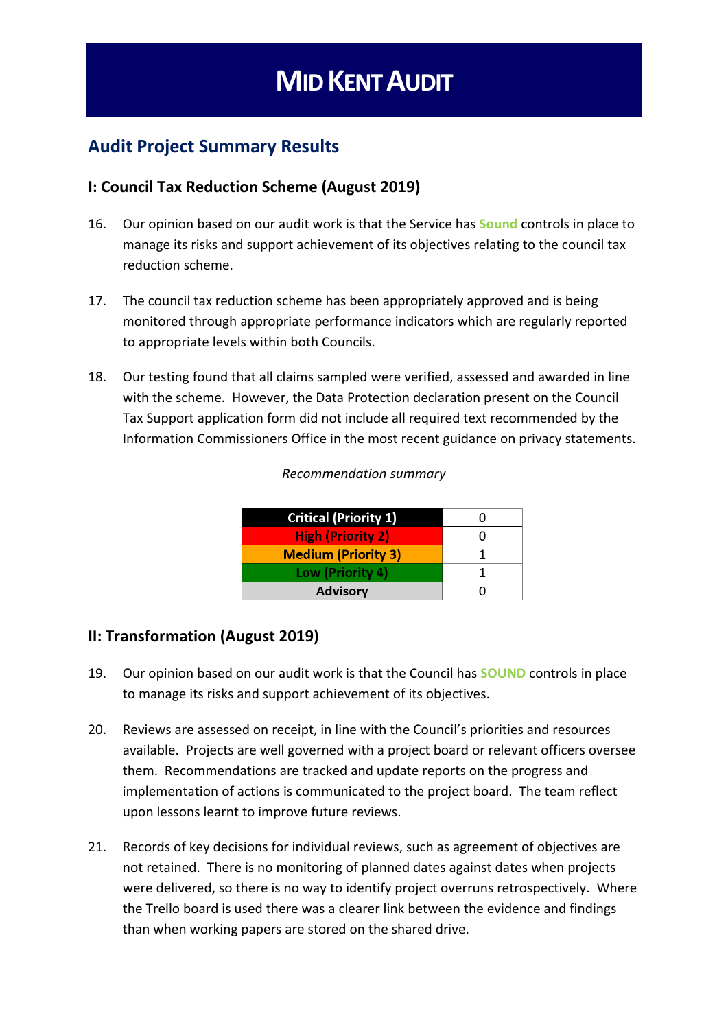# MID KENT AUDIT

## Audit Project Summary Results

### I: Council Tax Reduction Scheme (August 2019)

16. Our opinion based on our audit work is that the Service has **Sound** controls in place to manage its risks and support achievement of its objectives relating to the council tax reduction scheme.

17. The council tax reduction scheme has been appropriately approved and is being monitored through appropriate performance indicators which are regularly reported to appropriate levels within both Councils.

18. Our testing found that all claims sampled were verified, assessed and awarded in line with the scheme. However, the Data Protection declaration present on the Council Tax Support application form did not include all required text recommended by the Information Commissioners Office in the most recent guidance on privacy statements.

*Recommendation summary*

| Priority | Count |
|---|---|
| Critical (Priority 1) | 0 |
| High (Priority 2) | 0 |
| Medium (Priority 3) | 1 |
| Low (Priority 4) | 1 |
| Advisory | 0 |

### II: Transformation (August 2019)

19. Our opinion based on our audit work is that the Council has **SOUND** controls in place to manage its risks and support achievement of its objectives.

20. Reviews are assessed on receipt, in line with the Council's priorities and resources available. Projects are well governed with a project board or relevant officers oversee them. Recommendations are tracked and update reports on the progress and implementation of actions is communicated to the project board. The team reflect upon lessons learnt to improve future reviews.

21. Records of key decisions for individual reviews, such as agreement of objectives are not retained. There is no monitoring of planned dates against dates when projects were delivered, so there is no way to identify project overruns retrospectively. Where the Trello board is used there was a clearer link between the evidence and findings than when working papers are stored on the shared drive.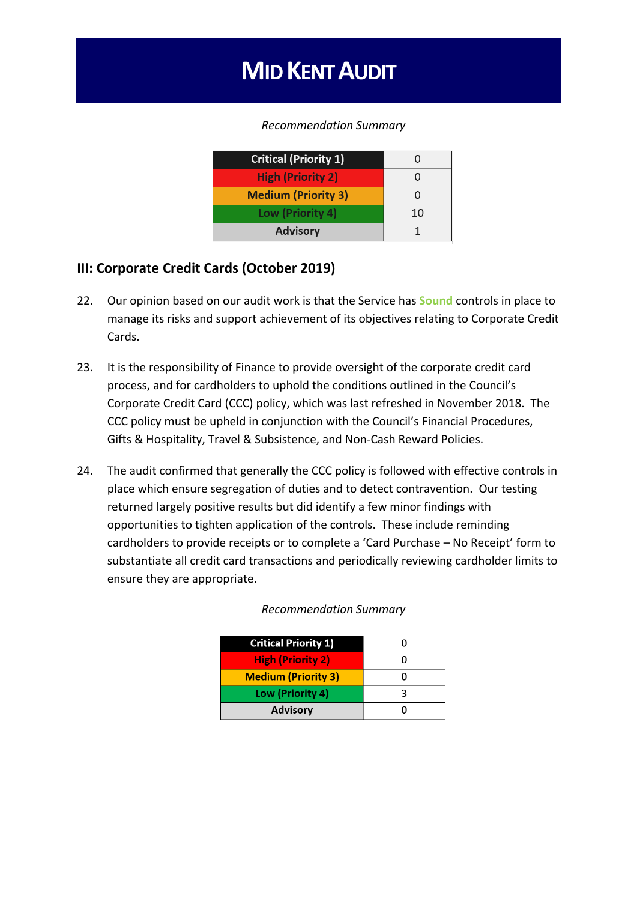*Recommendation Summary*

| Critical (Priority 1) | 0 |
|---|---|
| High (Priority 2) | 0 |
| Medium (Priority 3) | 0 |
| Low (Priority 4) | 10 |
| Advisory | 1 |

## III: Corporate Credit Cards (October 2019)

22. Our opinion based on our audit work is that the Service has **Sound** controls in place to manage its risks and support achievement of its objectives relating to Corporate Credit Cards.

23. It is the responsibility of Finance to provide oversight of the corporate credit card process, and for cardholders to uphold the conditions outlined in the Council's Corporate Credit Card (CCC) policy, which was last refreshed in November 2018. The CCC policy must be upheld in conjunction with the Council's Financial Procedures, Gifts & Hospitality, Travel & Subsistence, and Non-Cash Reward Policies.

24. The audit confirmed that generally the CCC policy is followed with effective controls in place which ensure segregation of duties and to detect contravention. Our testing returned largely positive results but did identify a few minor findings with opportunities to tighten application of the controls. These include reminding cardholders to provide receipts or to complete a 'Card Purchase – No Receipt' form to substantiate all credit card transactions and periodically reviewing cardholder limits to ensure they are appropriate.

*Recommendation Summary*

| Critical Priority 1) | 0 |
|---|---|
| High (Priority 2) | 0 |
| Medium (Priority 3) | 0 |
| Low (Priority 4) | 3 |
| Advisory | 0 |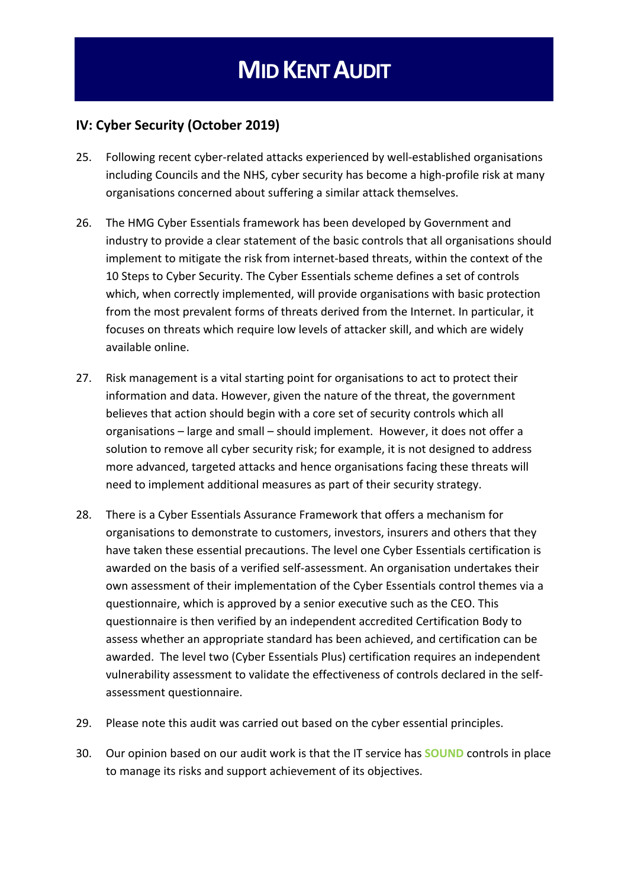## IV: Cyber Security (October 2019)

25. Following recent cyber-related attacks experienced by well-established organisations including Councils and the NHS, cyber security has become a high-profile risk at many organisations concerned about suffering a similar attack themselves.

26. The HMG Cyber Essentials framework has been developed by Government and industry to provide a clear statement of the basic controls that all organisations should implement to mitigate the risk from internet-based threats, within the context of the 10 Steps to Cyber Security. The Cyber Essentials scheme defines a set of controls which, when correctly implemented, will provide organisations with basic protection from the most prevalent forms of threats derived from the Internet. In particular, it focuses on threats which require low levels of attacker skill, and which are widely available online.

27. Risk management is a vital starting point for organisations to act to protect their information and data. However, given the nature of the threat, the government believes that action should begin with a core set of security controls which all organisations – large and small – should implement. However, it does not offer a solution to remove all cyber security risk; for example, it is not designed to address more advanced, targeted attacks and hence organisations facing these threats will need to implement additional measures as part of their security strategy.

28. There is a Cyber Essentials Assurance Framework that offers a mechanism for organisations to demonstrate to customers, investors, insurers and others that they have taken these essential precautions. The level one Cyber Essentials certification is awarded on the basis of a verified self-assessment. An organisation undertakes their own assessment of their implementation of the Cyber Essentials control themes via a questionnaire, which is approved by a senior executive such as the CEO. This questionnaire is then verified by an independent accredited Certification Body to assess whether an appropriate standard has been achieved, and certification can be awarded. The level two (Cyber Essentials Plus) certification requires an independent vulnerability assessment to validate the effectiveness of controls declared in the self-assessment questionnaire.

29. Please note this audit was carried out based on the cyber essential principles.

30. Our opinion based on our audit work is that the IT service has **SOUND** controls in place to manage its risks and support achievement of its objectives.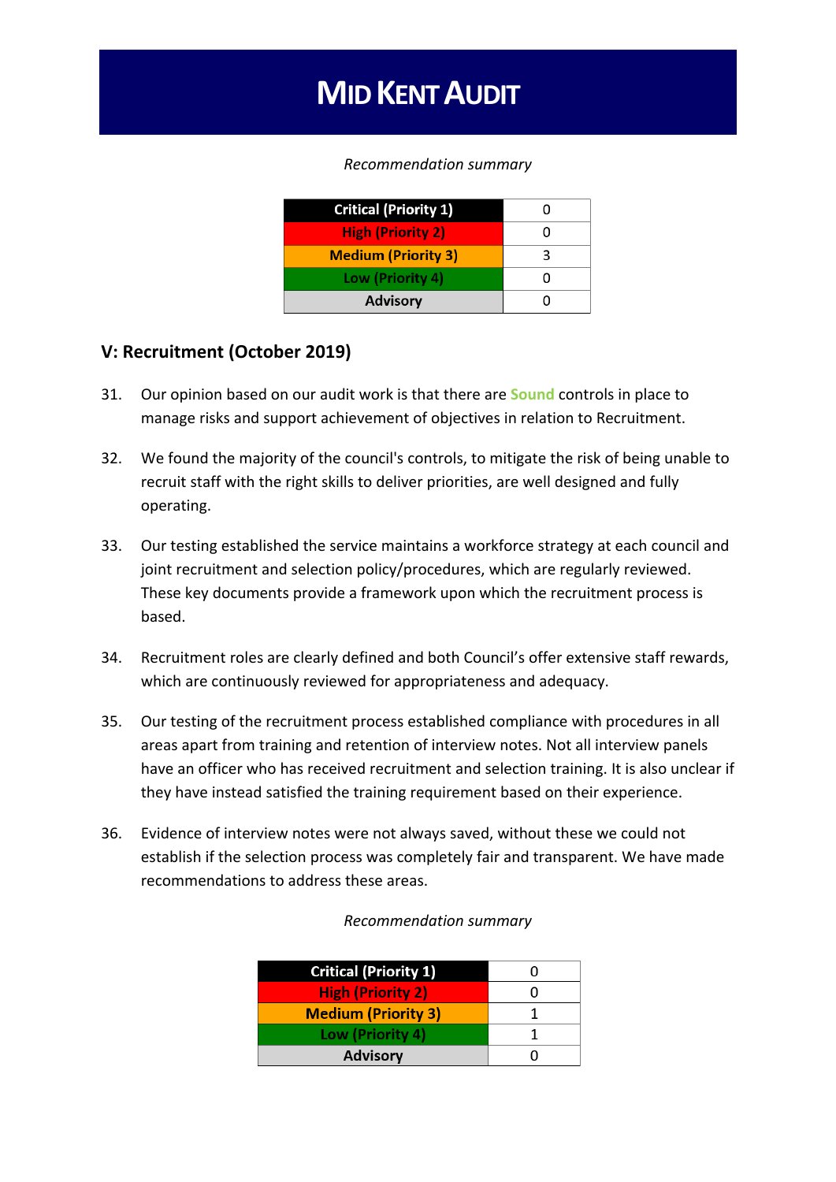*Recommendation summary*

| Critical (Priority 1) | 0 |
| --- | --- |
| High (Priority 2) | 0 |
| Medium (Priority 3) | 3 |
| Low (Priority 4) | 0 |
| Advisory | 0 |

## V: Recruitment (October 2019)

31. Our opinion based on our audit work is that there are **Sound** controls in place to manage risks and support achievement of objectives in relation to Recruitment.

32. We found the majority of the council's controls, to mitigate the risk of being unable to recruit staff with the right skills to deliver priorities, are well designed and fully operating.

33. Our testing established the service maintains a workforce strategy at each council and joint recruitment and selection policy/procedures, which are regularly reviewed. These key documents provide a framework upon which the recruitment process is based.

34. Recruitment roles are clearly defined and both Council's offer extensive staff rewards, which are continuously reviewed for appropriateness and adequacy.

35. Our testing of the recruitment process established compliance with procedures in all areas apart from training and retention of interview notes. Not all interview panels have an officer who has received recruitment and selection training. It is also unclear if they have instead satisfied the training requirement based on their experience.

36. Evidence of interview notes were not always saved, without these we could not establish if the selection process was completely fair and transparent. We have made recommendations to address these areas.

*Recommendation summary*

| Critical (Priority 1) | 0 |
| --- | --- |
| High (Priority 2) | 0 |
| Medium (Priority 3) | 1 |
| Low (Priority 4) | 1 |
| Advisory | 0 |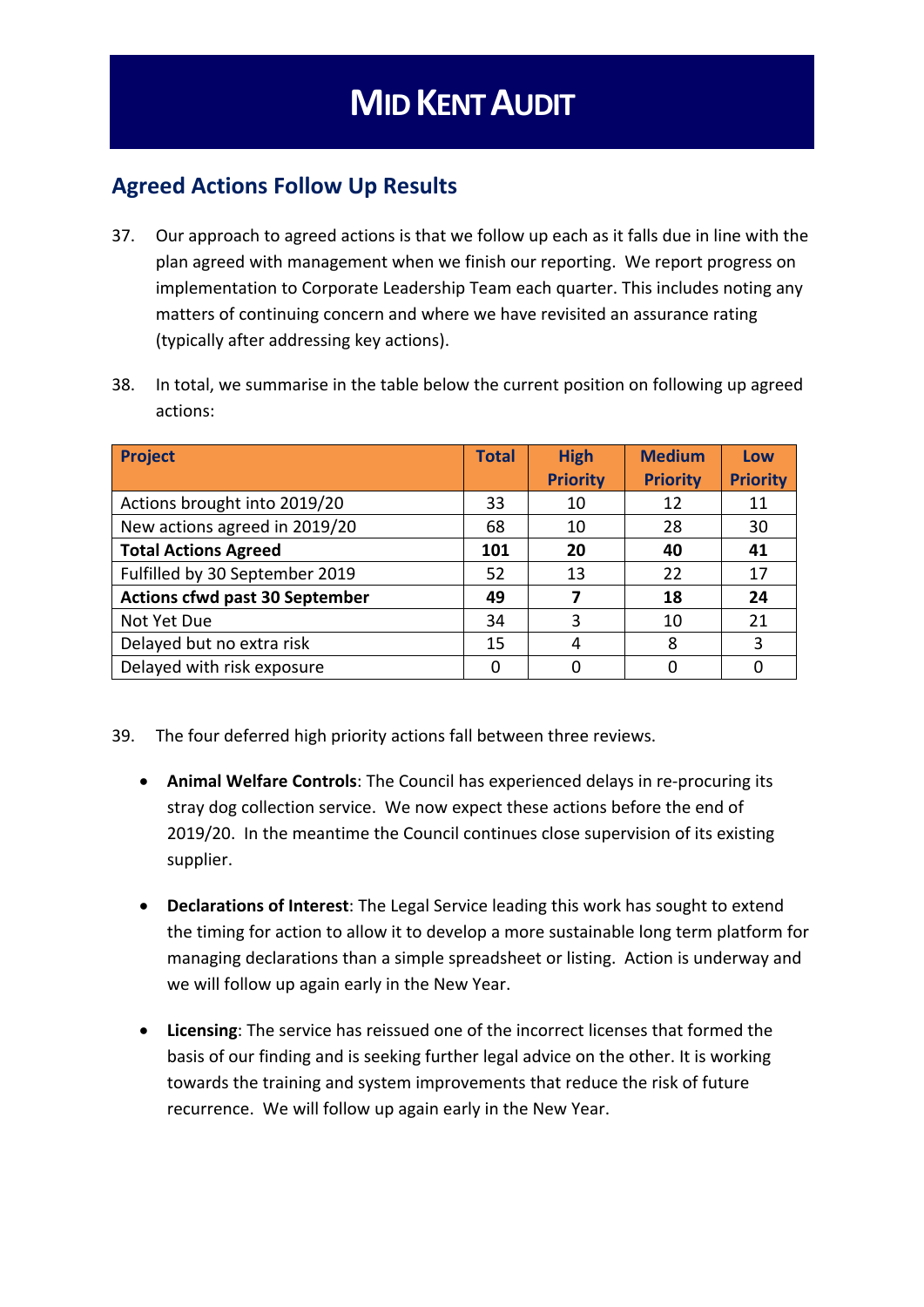# MID KENT AUDIT

## Agreed Actions Follow Up Results

37. Our approach to agreed actions is that we follow up each as it falls due in line with the plan agreed with management when we finish our reporting. We report progress on implementation to Corporate Leadership Team each quarter. This includes noting any matters of continuing concern and where we have revisited an assurance rating (typically after addressing key actions).

38. In total, we summarise in the table below the current position on following up agreed actions:

| Project | Total | High Priority | Medium Priority | Low Priority |
|---|---|---|---|---|
| Actions brought into 2019/20 | 33 | 10 | 12 | 11 |
| New actions agreed in 2019/20 | 68 | 10 | 28 | 30 |
| **Total Actions Agreed** | **101** | **20** | **40** | **41** |
| Fulfilled by 30 September 2019 | 52 | 13 | 22 | 17 |
| **Actions cfwd past 30 September** | **49** | **7** | **18** | **24** |
| Not Yet Due | 34 | 3 | 10 | 21 |
| Delayed but no extra risk | 15 | 4 | 8 | 3 |
| Delayed with risk exposure | 0 | 0 | 0 | 0 |

39. The four deferred high priority actions fall between three reviews.

- **Animal Welfare Controls**: The Council has experienced delays in re-procuring its stray dog collection service. We now expect these actions before the end of 2019/20. In the meantime the Council continues close supervision of its existing supplier.

- **Declarations of Interest**: The Legal Service leading this work has sought to extend the timing for action to allow it to develop a more sustainable long term platform for managing declarations than a simple spreadsheet or listing. Action is underway and we will follow up again early in the New Year.

- **Licensing**: The service has reissued one of the incorrect licenses that formed the basis of our finding and is seeking further legal advice on the other. It is working towards the training and system improvements that reduce the risk of future recurrence. We will follow up again early in the New Year.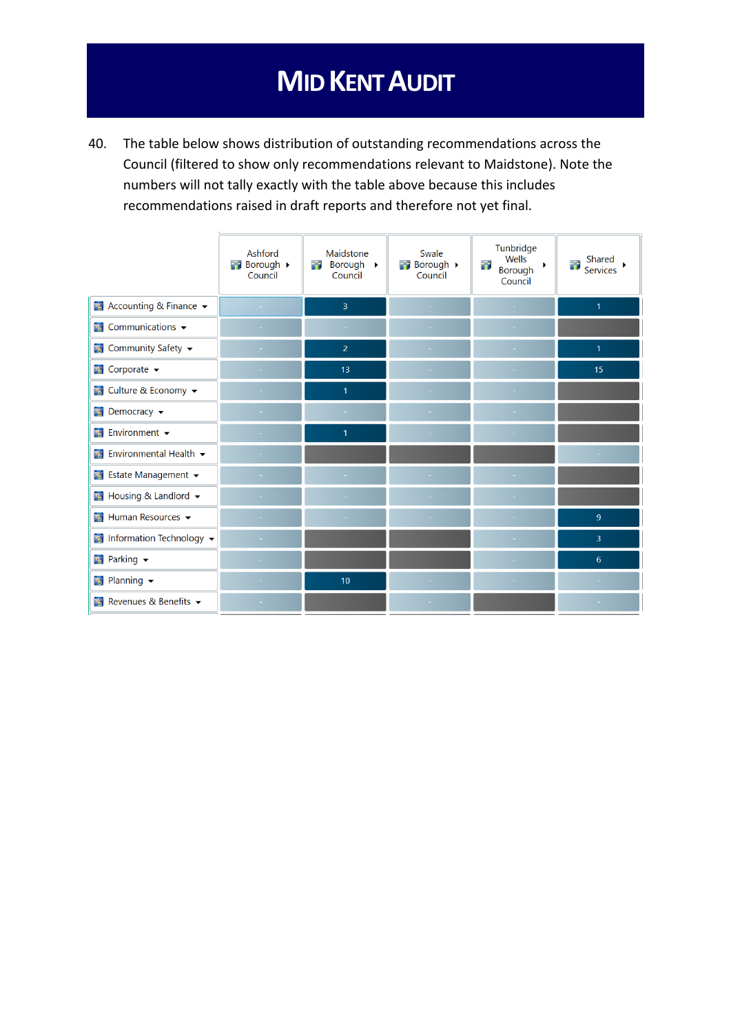# MID KENT AUDIT

40. The table below shows distribution of outstanding recommendations across the Council (filtered to show only recommendations relevant to Maidstone). Note the numbers will not tally exactly with the table above because this includes recommendations raised in draft reports and therefore not yet final.

| | Ashford Borough Council | Maidstone Borough Council | Swale Borough Council | Tunbridge Wells Borough Council | Shared Services |
|---|---|---|---|---|---|
| Accounting & Finance | - | 3 | - | - | 1 |
| Communications | - | - | - | - | |
| Community Safety | - | 2 | - | - | 1 |
| Corporate | - | 13 | - | - | 15 |
| Culture & Economy | - | 1 | - | - | |
| Democracy | - | - | - | - | |
| Environment | - | 1 | - | - | |
| Environmental Health | - | | | | - |
| Estate Management | - | - | - | - | |
| Housing & Landlord | - | - | - | - | |
| Human Resources | - | - | - | - | 9 |
| Information Technology | - | | | - | 3 |
| Parking | - | | | - | 6 |
| Planning | - | 10 | - | - | - |
| Revenues & Benefits | - | | - | | - |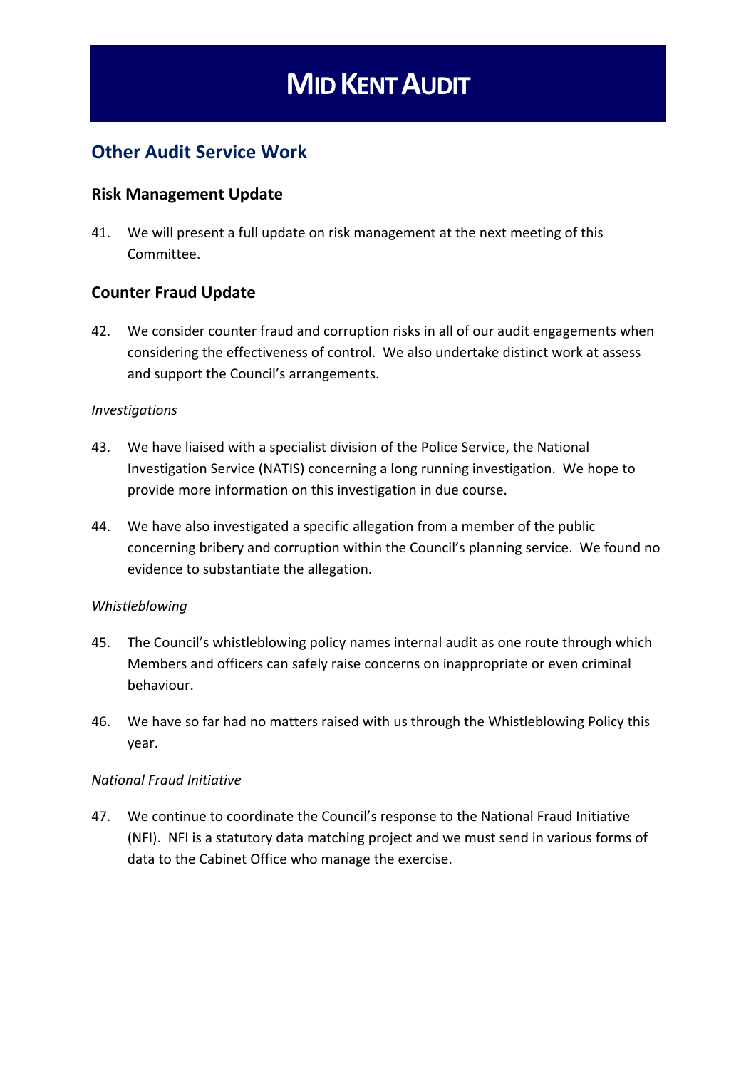# Mid Kent Audit

## Other Audit Service Work

### Risk Management Update

41. We will present a full update on risk management at the next meeting of this Committee.

### Counter Fraud Update

42. We consider counter fraud and corruption risks in all of our audit engagements when considering the effectiveness of control. We also undertake distinct work at assess and support the Council's arrangements.

*Investigations*

43. We have liaised with a specialist division of the Police Service, the National Investigation Service (NATIS) concerning a long running investigation. We hope to provide more information on this investigation in due course.

44. We have also investigated a specific allegation from a member of the public concerning bribery and corruption within the Council's planning service. We found no evidence to substantiate the allegation.

*Whistleblowing*

45. The Council's whistleblowing policy names internal audit as one route through which Members and officers can safely raise concerns on inappropriate or even criminal behaviour.

46. We have so far had no matters raised with us through the Whistleblowing Policy this year.

*National Fraud Initiative*

47. We continue to coordinate the Council's response to the National Fraud Initiative (NFI). NFI is a statutory data matching project and we must send in various forms of data to the Cabinet Office who manage the exercise.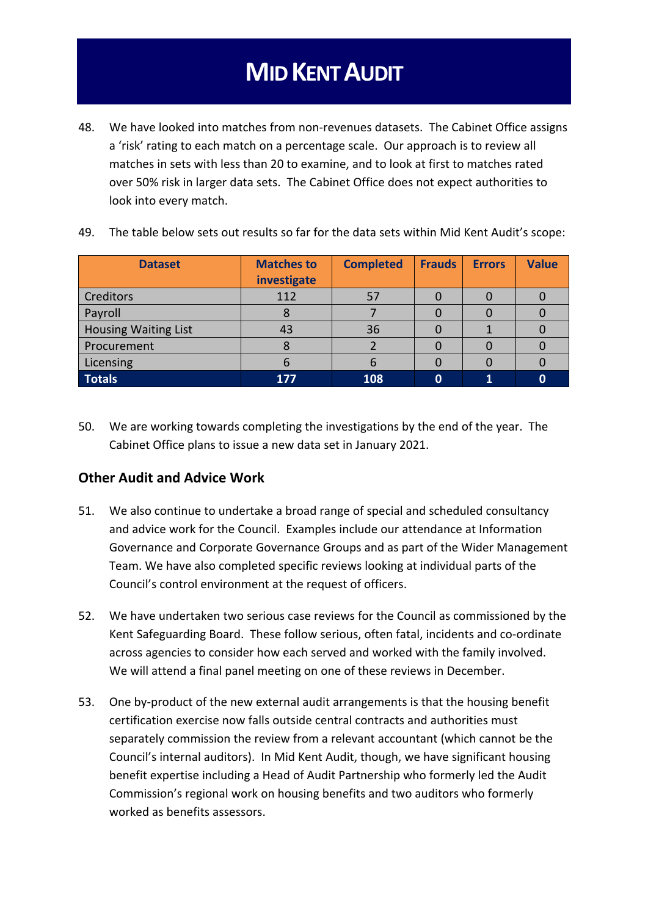48. We have looked into matches from non-revenues datasets. The Cabinet Office assigns a 'risk' rating to each match on a percentage scale. Our approach is to review all matches in sets with less than 20 to examine, and to look at first to matches rated over 50% risk in larger data sets. The Cabinet Office does not expect authorities to look into every match.

49. The table below sets out results so far for the data sets within Mid Kent Audit's scope:

| Dataset | Matches to investigate | Completed | Frauds | Errors | Value |
|---|---|---|---|---|---|
| Creditors | 112 | 57 | 0 | 0 | 0 |
| Payroll | 8 | 7 | 0 | 0 | 0 |
| Housing Waiting List | 43 | 36 | 0 | 1 | 0 |
| Procurement | 8 | 2 | 0 | 0 | 0 |
| Licensing | 6 | 6 | 0 | 0 | 0 |
| **Totals** | **177** | **108** | **0** | **1** | **0** |

50. We are working towards completing the investigations by the end of the year. The Cabinet Office plans to issue a new data set in January 2021.

### Other Audit and Advice Work

51. We also continue to undertake a broad range of special and scheduled consultancy and advice work for the Council. Examples include our attendance at Information Governance and Corporate Governance Groups and as part of the Wider Management Team. We have also completed specific reviews looking at individual parts of the Council's control environment at the request of officers.

52. We have undertaken two serious case reviews for the Council as commissioned by the Kent Safeguarding Board. These follow serious, often fatal, incidents and co-ordinate across agencies to consider how each served and worked with the family involved. We will attend a final panel meeting on one of these reviews in December.

53. One by-product of the new external audit arrangements is that the housing benefit certification exercise now falls outside central contracts and authorities must separately commission the review from a relevant accountant (which cannot be the Council's internal auditors). In Mid Kent Audit, though, we have significant housing benefit expertise including a Head of Audit Partnership who formerly led the Audit Commission's regional work on housing benefits and two auditors who formerly worked as benefits assessors.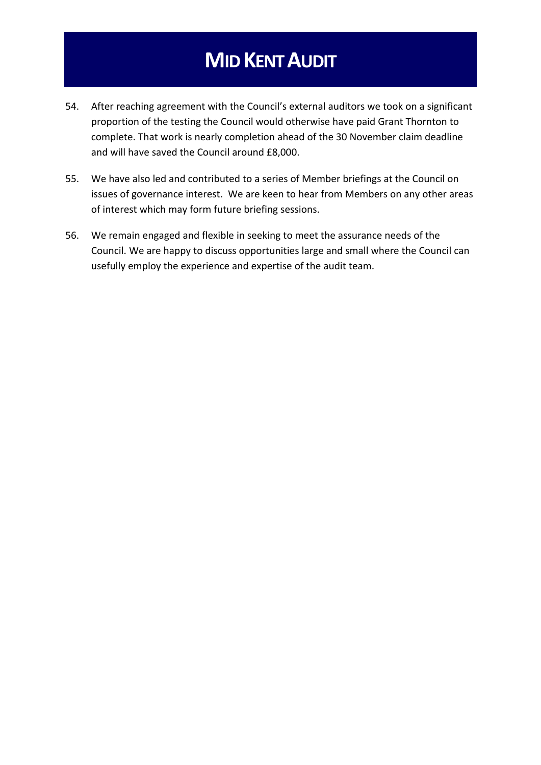54. After reaching agreement with the Council's external auditors we took on a significant proportion of the testing the Council would otherwise have paid Grant Thornton to complete. That work is nearly completion ahead of the 30 November claim deadline and will have saved the Council around £8,000.

55. We have also led and contributed to a series of Member briefings at the Council on issues of governance interest. We are keen to hear from Members on any other areas of interest which may form future briefing sessions.

56. We remain engaged and flexible in seeking to meet the assurance needs of the Council. We are happy to discuss opportunities large and small where the Council can usefully employ the experience and expertise of the audit team.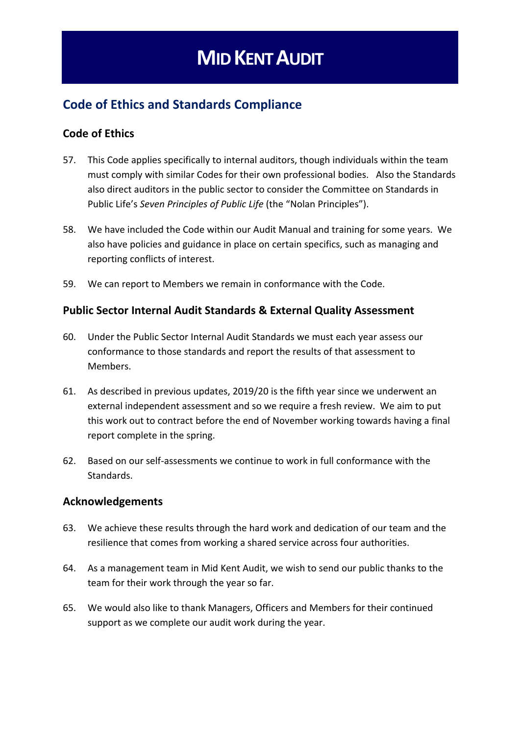# MID KENT AUDIT

## Code of Ethics and Standards Compliance

### Code of Ethics

57. This Code applies specifically to internal auditors, though individuals within the team must comply with similar Codes for their own professional bodies. Also the Standards also direct auditors in the public sector to consider the Committee on Standards in Public Life's *Seven Principles of Public Life* (the "Nolan Principles").

58. We have included the Code within our Audit Manual and training for some years. We also have policies and guidance in place on certain specifics, such as managing and reporting conflicts of interest.

59. We can report to Members we remain in conformance with the Code.

### Public Sector Internal Audit Standards & External Quality Assessment

60. Under the Public Sector Internal Audit Standards we must each year assess our conformance to those standards and report the results of that assessment to Members.

61. As described in previous updates, 2019/20 is the fifth year since we underwent an external independent assessment and so we require a fresh review. We aim to put this work out to contract before the end of November working towards having a final report complete in the spring.

62. Based on our self-assessments we continue to work in full conformance with the Standards.

### Acknowledgements

63. We achieve these results through the hard work and dedication of our team and the resilience that comes from working a shared service across four authorities.

64. As a management team in Mid Kent Audit, we wish to send our public thanks to the team for their work through the year so far.

65. We would also like to thank Managers, Officers and Members for their continued support as we complete our audit work during the year.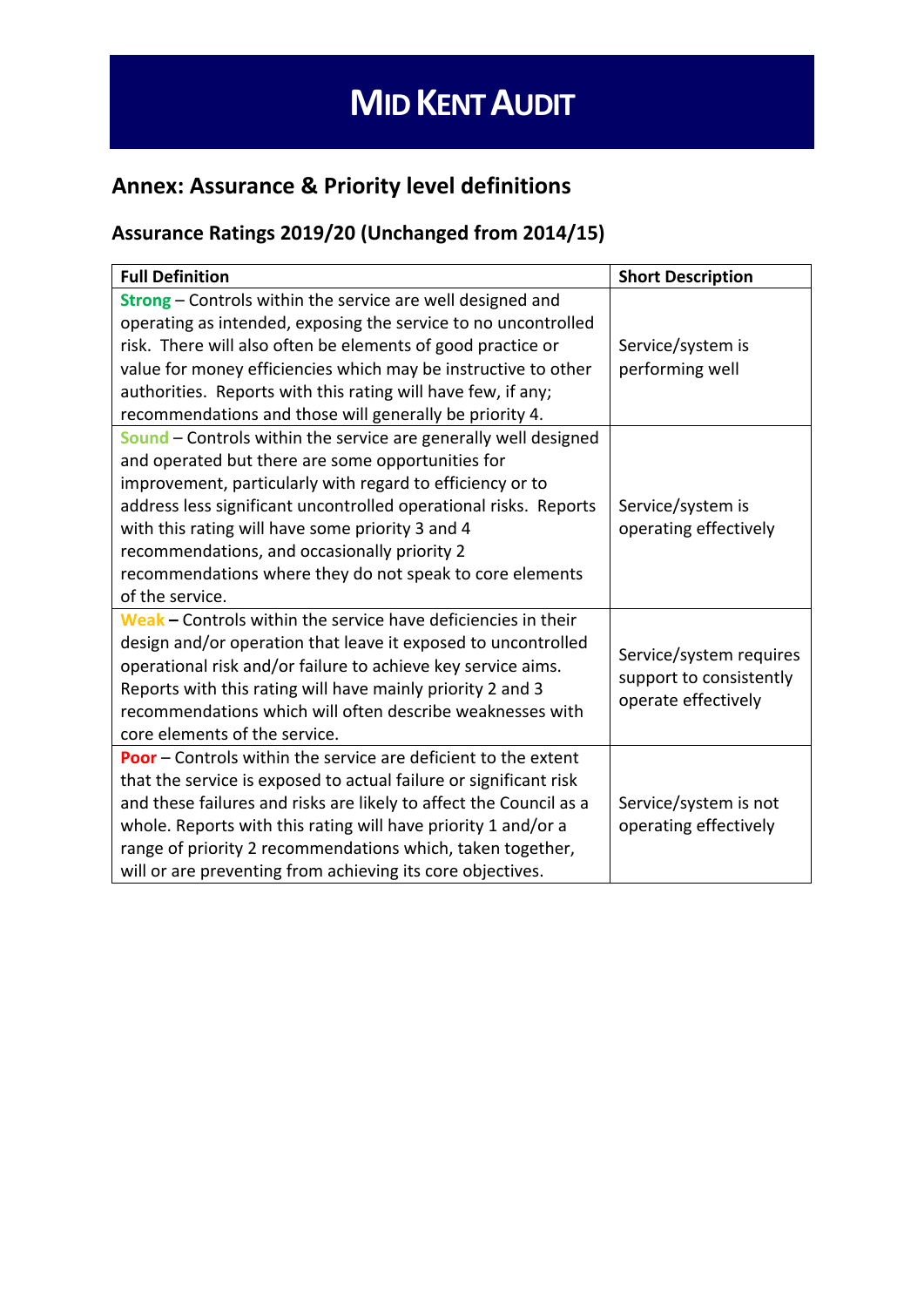# MID KENT AUDIT

## Annex: Assurance & Priority level definitions

### Assurance Ratings 2019/20 (Unchanged from 2014/15)

| Full Definition | Short Description |
| --- | --- |
| **Strong** – Controls within the service are well designed and operating as intended, exposing the service to no uncontrolled risk. There will also often be elements of good practice or value for money efficiencies which may be instructive to other authorities. Reports with this rating will have few, if any; recommendations and those will generally be priority 4. | Service/system is performing well |
| **Sound** – Controls within the service are generally well designed and operated but there are some opportunities for improvement, particularly with regard to efficiency or to address less significant uncontrolled operational risks. Reports with this rating will have some priority 3 and 4 recommendations, and occasionally priority 2 recommendations where they do not speak to core elements of the service. | Service/system is operating effectively |
| **Weak** – Controls within the service have deficiencies in their design and/or operation that leave it exposed to uncontrolled operational risk and/or failure to achieve key service aims. Reports with this rating will have mainly priority 2 and 3 recommendations which will often describe weaknesses with core elements of the service. | Service/system requires support to consistently operate effectively |
| **Poor** – Controls within the service are deficient to the extent that the service is exposed to actual failure or significant risk and these failures and risks are likely to affect the Council as a whole. Reports with this rating will have priority 1 and/or a range of priority 2 recommendations which, taken together, will or are preventing from achieving its core objectives. | Service/system is not operating effectively |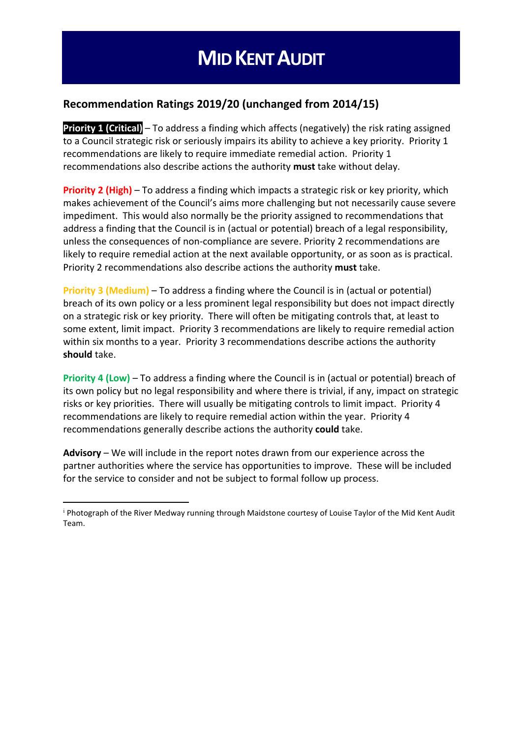# MID KENT AUDIT

## Recommendation Ratings 2019/20 (unchanged from 2014/15)

**Priority 1 (Critical)** – To address a finding which affects (negatively) the risk rating assigned to a Council strategic risk or seriously impairs its ability to achieve a key priority. Priority 1 recommendations are likely to require immediate remedial action. Priority 1 recommendations also describe actions the authority **must** take without delay.

**Priority 2 (High)** – To address a finding which impacts a strategic risk or key priority, which makes achievement of the Council's aims more challenging but not necessarily cause severe impediment. This would also normally be the priority assigned to recommendations that address a finding that the Council is in (actual or potential) breach of a legal responsibility, unless the consequences of non-compliance are severe. Priority 2 recommendations are likely to require remedial action at the next available opportunity, or as soon as is practical. Priority 2 recommendations also describe actions the authority **must** take.

**Priority 3 (Medium)** – To address a finding where the Council is in (actual or potential) breach of its own policy or a less prominent legal responsibility but does not impact directly on a strategic risk or key priority. There will often be mitigating controls that, at least to some extent, limit impact. Priority 3 recommendations are likely to require remedial action within six months to a year. Priority 3 recommendations describe actions the authority **should** take.

**Priority 4 (Low)** – To address a finding where the Council is in (actual or potential) breach of its own policy but no legal responsibility and where there is trivial, if any, impact on strategic risks or key priorities. There will usually be mitigating controls to limit impact. Priority 4 recommendations are likely to require remedial action within the year. Priority 4 recommendations generally describe actions the authority **could** take.

**Advisory** – We will include in the report notes drawn from our experience across the partner authorities where the service has opportunities to improve. These will be included for the service to consider and not be subject to formal follow up process.

---

[i] Photograph of the River Medway running through Maidstone courtesy of Louise Taylor of the Mid Kent Audit Team.